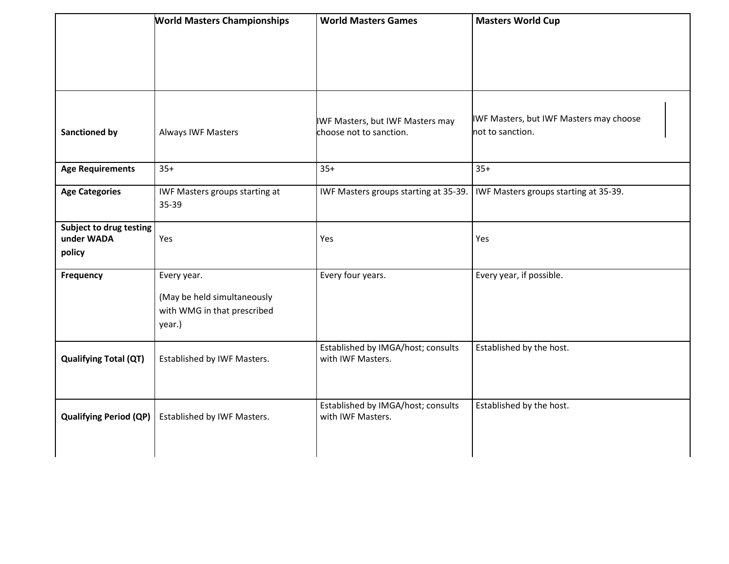| | World Masters Championships | World Masters Games | Masters World Cup |
|---|---|---|---|
| **Sanctioned by** | Always IWF Masters | IWF Masters, but IWF Masters may choose not to sanction. | IWF Masters, but IWF Masters may choose not to sanction. |
| **Age Requirements** | 35+ | 35+ | 35+ |
| **Age Categories** | IWF Masters groups starting at 35-39 | IWF Masters groups starting at 35-39. | IWF Masters groups starting at 35-39. |
| **Subject to drug testing under WADA policy** | Yes | Yes | Yes |
| **Frequency** | Every year.<br><br>(May be held simultaneously with WMG in that prescribed year.) | Every four years. | Every year, if possible. |
| **Qualifying Total (QT)** | Established by IWF Masters. | Established by IMGA/host; consults with IWF Masters. | Established by the host. |
| **Qualifying Period (QP)** | Established by IWF Masters. | Established by IMGA/host; consults with IWF Masters. | Established by the host. |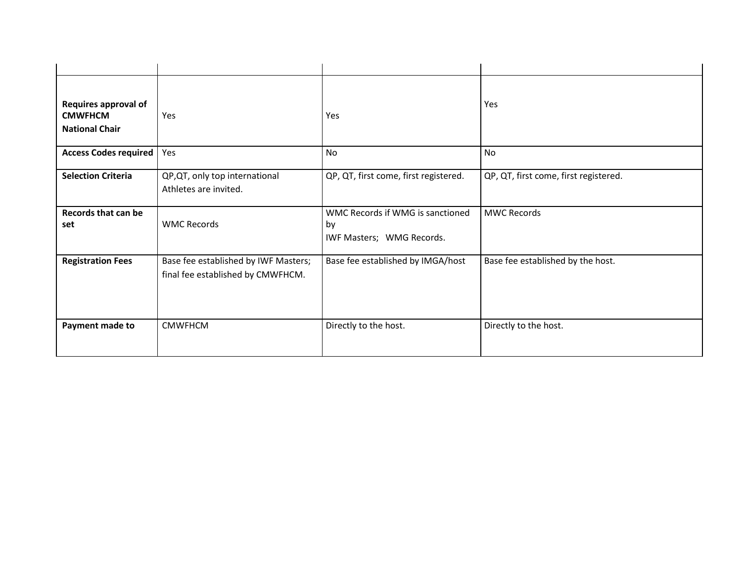| | | | |
|---|---|---|---|
| **Requires approval of CMWFHCM National Chair** | Yes | Yes | Yes |
| **Access Codes required** | Yes | No | No |
| **Selection Criteria** | QP,QT, only top international Athletes are invited. | QP, QT, first come, first registered. | QP, QT, first come, first registered. |
| **Records that can be set** | WMC Records | WMC Records if WMG is sanctioned by IWF Masters; WMG Records. | MWC Records |
| **Registration Fees** | Base fee established by IWF Masters; final fee established by CMWFHCM. | Base fee established by IMGA/host | Base fee established by the host. |
| **Payment made to** | CMWFHCM | Directly to the host. | Directly to the host. |